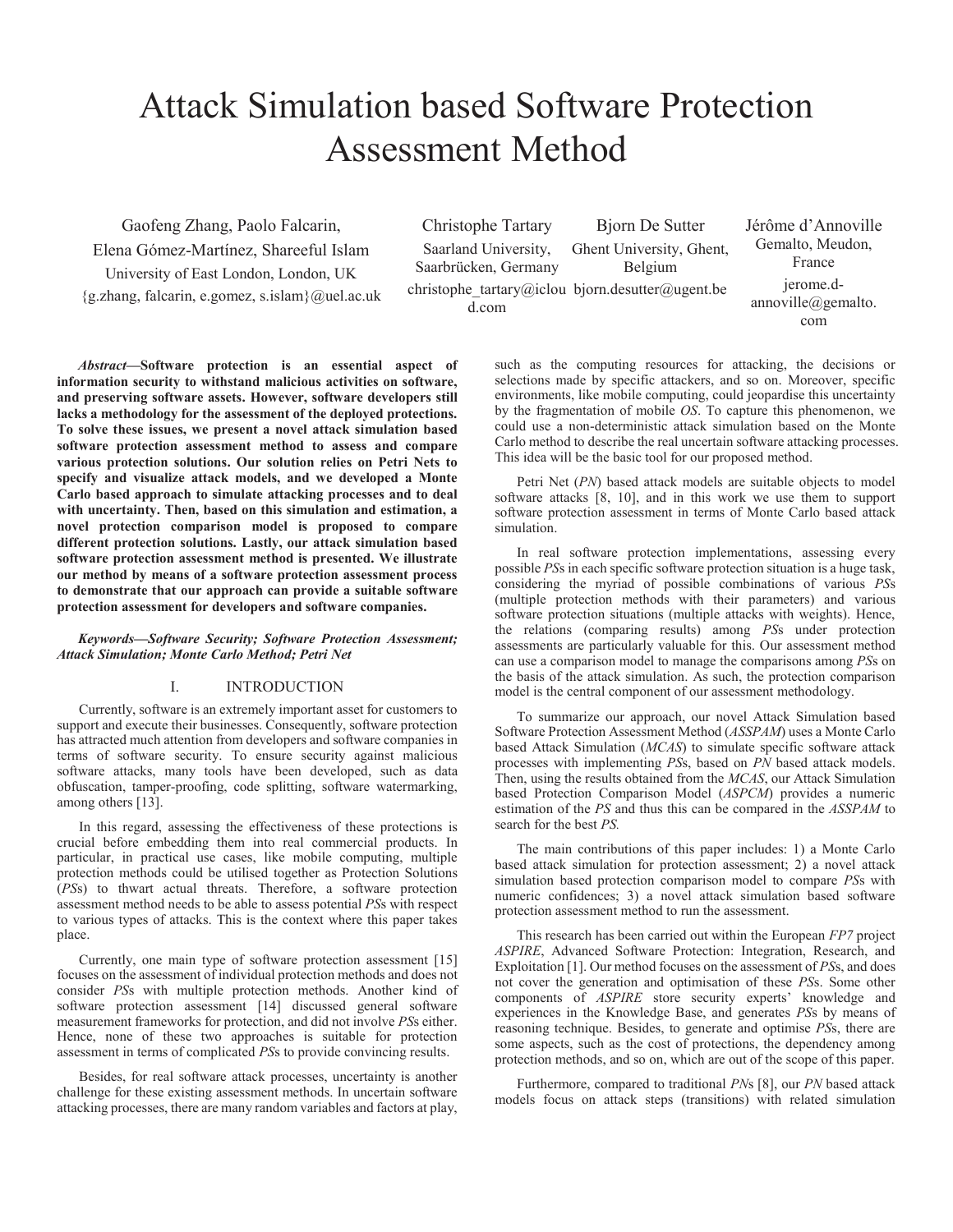# Attack Simulation based Software Protection Assessment Method

Gaofeng Zhang, Paolo Falcarin, Elena Gómez-Martínez, Shareeful Islam
University of East London, London, UK
{g.zhang, falcarin, e.gomez, s.islam}@uel.ac.uk

Christophe Tartary
Saarland University, Saarbrücken, Germany
christophe_tartary@icloud.com

Bjorn De Sutter
Ghent University, Ghent, Belgium
bjorn.desutter@ugent.be

Jérôme d'Annoville
Gemalto, Meudon, France
jerome.d-annoville@gemalto.com

***Abstract*—Software protection is an essential aspect of information security to withstand malicious activities on software, and preserving software assets. However, software developers still lacks a methodology for the assessment of the deployed protections. To solve these issues, we present a novel attack simulation based software protection assessment method to assess and compare various protection solutions. Our solution relies on Petri Nets to specify and visualize attack models, and we developed a Monte Carlo based approach to simulate attacking processes and to deal with uncertainty. Then, based on this simulation and estimation, a novel protection comparison model is proposed to compare different protection solutions. Lastly, our attack simulation based software protection assessment method is presented. We illustrate our method by means of a software protection assessment process to demonstrate that our approach can provide a suitable software protection assessment for developers and software companies.**

***Keywords—Software Security; Software Protection Assessment; Attack Simulation; Monte Carlo Method; Petri Net***

## I. INTRODUCTION

Currently, software is an extremely important asset for customers to support and execute their businesses. Consequently, software protection has attracted much attention from developers and software companies in terms of software security. To ensure security against malicious software attacks, many tools have been developed, such as data obfuscation, tamper-proofing, code splitting, software watermarking, among others [13].

In this regard, assessing the effectiveness of these protections is crucial before embedding them into real commercial products. In particular, in practical use cases, like mobile computing, multiple protection methods could be utilised together as Protection Solutions (*PS*s) to thwart actual threats. Therefore, a software protection assessment method needs to be able to assess potential *PS*s with respect to various types of attacks. This is the context where this paper takes place.

Currently, one main type of software protection assessment [15] focuses on the assessment of individual protection methods and does not consider *PS*s with multiple protection methods. Another kind of software protection assessment [14] discussed general software measurement frameworks for protection, and did not involve *PS*s either. Hence, none of these two approaches is suitable for protection assessment in terms of complicated *PS*s to provide convincing results.

Besides, for real software attack processes, uncertainty is another challenge for these existing assessment methods. In uncertain software attacking processes, there are many random variables and factors at play, such as the computing resources for attacking, the decisions or selections made by specific attackers, and so on. Moreover, specific environments, like mobile computing, could jeopardise this uncertainty by the fragmentation of mobile *OS*. To capture this phenomenon, we could use a non-deterministic attack simulation based on the Monte Carlo method to describe the real uncertain software attacking processes. This idea will be the basic tool for our proposed method.

Petri Net (*PN*) based attack models are suitable objects to model software attacks [8, 10], and in this work we use them to support software protection assessment in terms of Monte Carlo based attack simulation.

In real software protection implementations, assessing every possible *PS*s in each specific software protection situation is a huge task, considering the myriad of possible combinations of various *PS*s (multiple protection methods with their parameters) and various software protection situations (multiple attacks with weights). Hence, the relations (comparing results) among *PS*s under protection assessments are particularly valuable for this. Our assessment method can use a comparison model to manage the comparisons among *PS*s on the basis of the attack simulation. As such, the protection comparison model is the central component of our assessment methodology.

To summarize our approach, our novel Attack Simulation based Software Protection Assessment Method (*ASSPAM*) uses a Monte Carlo based Attack Simulation (*MCAS*) to simulate specific software attack processes with implementing *PS*s, based on *PN* based attack models. Then, using the results obtained from the *MCAS*, our Attack Simulation based Protection Comparison Model (*ASPCM*) provides a numeric estimation of the *PS* and thus this can be compared in the *ASSPAM* to search for the best *PS.*

The main contributions of this paper includes: 1) a Monte Carlo based attack simulation for protection assessment; 2) a novel attack simulation based protection comparison model to compare *PS*s with numeric confidences; 3) a novel attack simulation based software protection assessment method to run the assessment.

This research has been carried out within the European *FP7* project *ASPIRE*, Advanced Software Protection: Integration, Research, and Exploitation [1]. Our method focuses on the assessment of *PS*s, and does not cover the generation and optimisation of these *PS*s. Some other components of *ASPIRE* store security experts' knowledge and experiences in the Knowledge Base, and generates *PS*s by means of reasoning technique. Besides, to generate and optimise *PS*s, there are some aspects, such as the cost of protections, the dependency among protection methods, and so on, which are out of the scope of this paper.

Furthermore, compared to traditional *PN*s [8], our *PN* based attack models focus on attack steps (transitions) with related simulation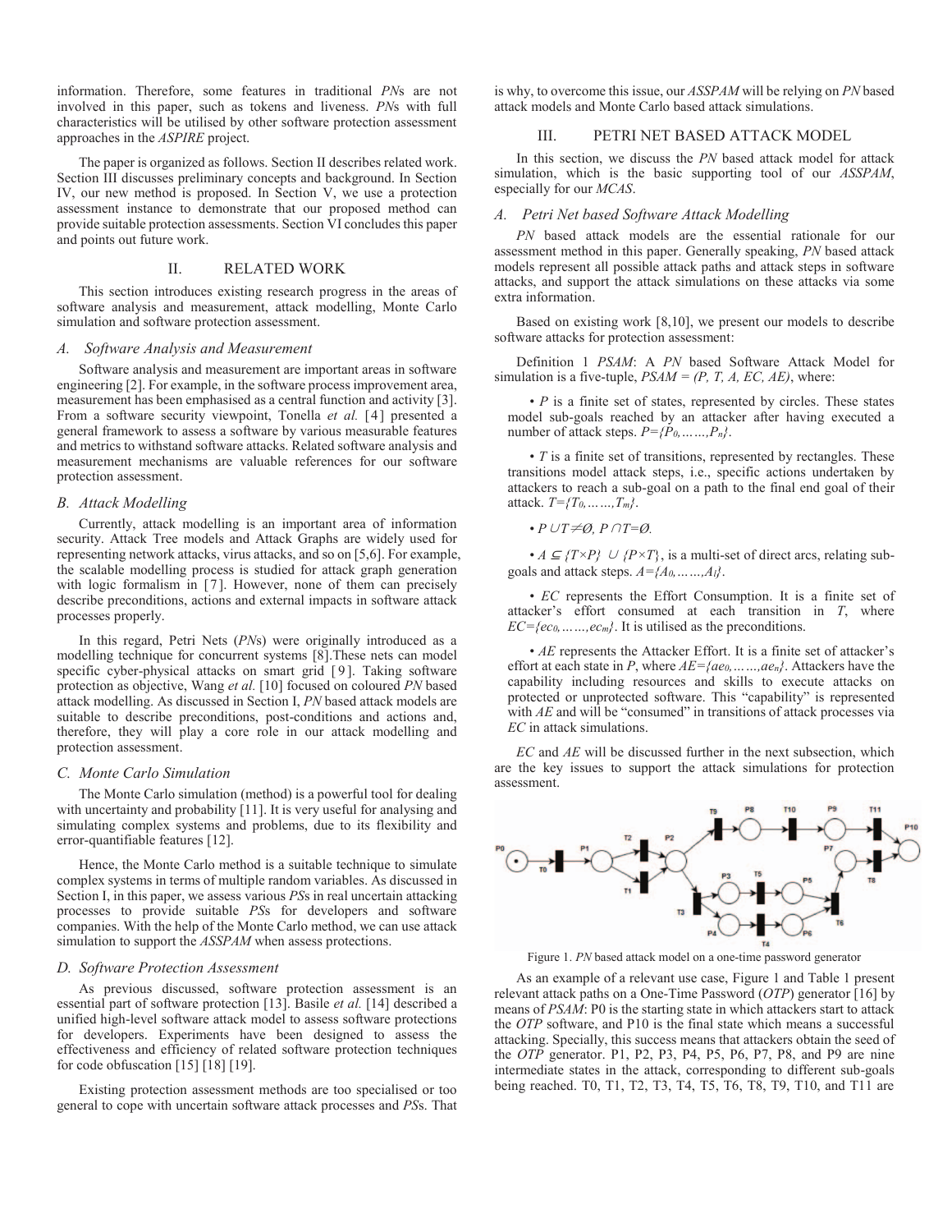information. Therefore, some features in traditional *PN*s are not involved in this paper, such as tokens and liveness. *PN*s with full characteristics will be utilised by other software protection assessment approaches in the *ASPIRE* project.

The paper is organized as follows. Section II describes related work. Section III discusses preliminary concepts and background. In Section IV, our new method is proposed. In Section V, we use a protection assessment instance to demonstrate that our proposed method can provide suitable protection assessments. Section VI concludes this paper and points out future work.

## II. RELATED WORK

This section introduces existing research progress in the areas of software analysis and measurement, attack modelling, Monte Carlo simulation and software protection assessment.

### A. Software Analysis and Measurement

Software analysis and measurement are important areas in software engineering [2]. For example, in the software process improvement area, measurement has been emphasised as a central function and activity [3]. From a software security viewpoint, Tonella *et al.* [4] presented a general framework to assess a software by various measurable features and metrics to withstand software attacks. Related software analysis and measurement mechanisms are valuable references for our software protection assessment.

### B. Attack Modelling

Currently, attack modelling is an important area of information security. Attack Tree models and Attack Graphs are widely used for representing network attacks, virus attacks, and so on [5,6]. For example, the scalable modelling process is studied for attack graph generation with logic formalism in [7]. However, none of them can precisely describe preconditions, actions and external impacts in software attack processes properly.

In this regard, Petri Nets (*PN*s) were originally introduced as a modelling technique for concurrent systems [8].These nets can model specific cyber-physical attacks on smart grid [9]. Taking software protection as objective, Wang *et al.* [10] focused on coloured *PN* based attack modelling. As discussed in Section I, *PN* based attack models are suitable to describe preconditions, post-conditions and actions and, therefore, they will play a core role in our attack modelling and protection assessment.

### C. Monte Carlo Simulation

The Monte Carlo simulation (method) is a powerful tool for dealing with uncertainty and probability [11]. It is very useful for analysing and simulating complex systems and problems, due to its flexibility and error-quantifiable features [12].

Hence, the Monte Carlo method is a suitable technique to simulate complex systems in terms of multiple random variables. As discussed in Section I, in this paper, we assess various *PS*s in real uncertain attacking processes to provide suitable *PS*s for developers and software companies. With the help of the Monte Carlo method, we can use attack simulation to support the *ASSPAM* when assess protections.

### D. Software Protection Assessment

As previous discussed, software protection assessment is an essential part of software protection [13]. Basile *et al.* [14] described a unified high-level software attack model to assess software protections for developers. Experiments have been designed to assess the effectiveness and efficiency of related software protection techniques for code obfuscation [15] [18] [19].

Existing protection assessment methods are too specialised or too general to cope with uncertain software attack processes and *PS*s. That is why, to overcome this issue, our *ASSPAM* will be relying on *PN* based attack models and Monte Carlo based attack simulations.

## III. PETRI NET BASED ATTACK MODEL

In this section, we discuss the *PN* based attack model for attack simulation, which is the basic supporting tool of our *ASSPAM*, especially for our *MCAS*.

### A. Petri Net based Software Attack Modelling

*PN* based attack models are the essential rationale for our assessment method in this paper. Generally speaking, *PN* based attack models represent all possible attack paths and attack steps in software attacks, and support the attack simulations on these attacks via some extra information.

Based on existing work [8,10], we present our models to describe software attacks for protection assessment:

Definition 1 *PSAM*: A *PN* based Software Attack Model for simulation is a five-tuple, $PSAM = (P, T, A, EC, AE)$, where:

• $P$ is a finite set of states, represented by circles. These states model sub-goals reached by an attacker after having executed a number of attack steps. $P=\{P_0,\ldots\ldots,P_n\}$.

• $T$ is a finite set of transitions, represented by rectangles. These transitions model attack steps, i.e., specific actions undertaken by attackers to reach a sub-goal on a path to the final end goal of their attack. $T=\{T_0,\ldots\ldots,T_m\}$.

• $P \cup T \neq \emptyset$, $P \cap T = \emptyset$.

• $A \subseteq \{T\times P\} \cup \{P\times T\}$, is a multi-set of direct arcs, relating sub-goals and attack steps. $A=\{A_0,\ldots\ldots,A_l\}$.

• $EC$ represents the Effort Consumption. It is a finite set of attacker's effort consumed at each transition in $T$, where $EC=\{ec_0,\ldots\ldots,ec_m\}$. It is utilised as the preconditions.

• $AE$ represents the Attacker Effort. It is a finite set of attacker's effort at each state in $P$, where $AE=\{ae_0,\ldots\ldots,ae_n\}$. Attackers have the capability including resources and skills to execute attacks on protected or unprotected software. This "capability" is represented with $AE$ and will be "consumed" in transitions of attack processes via $EC$ in attack simulations.

$EC$ and $AE$ will be discussed further in the next subsection, which are the key issues to support the attack simulations for protection assessment.

Figure 1. *PN* based attack model on a one-time password generator

As an example of a relevant use case, Figure 1 and Table 1 present relevant attack paths on a One-Time Password (*OTP*) generator [16] by means of *PSAM*: P0 is the starting state in which attackers start to attack the *OTP* software, and P10 is the final state which means a successful attacking. Specially, this success means that attackers obtain the seed of the *OTP* generator. P1, P2, P3, P4, P5, P6, P7, P8, and P9 are nine intermediate states in the attack, corresponding to different sub-goals being reached. T0, T1, T2, T3, T4, T5, T6, T8, T9, T10, and T11 are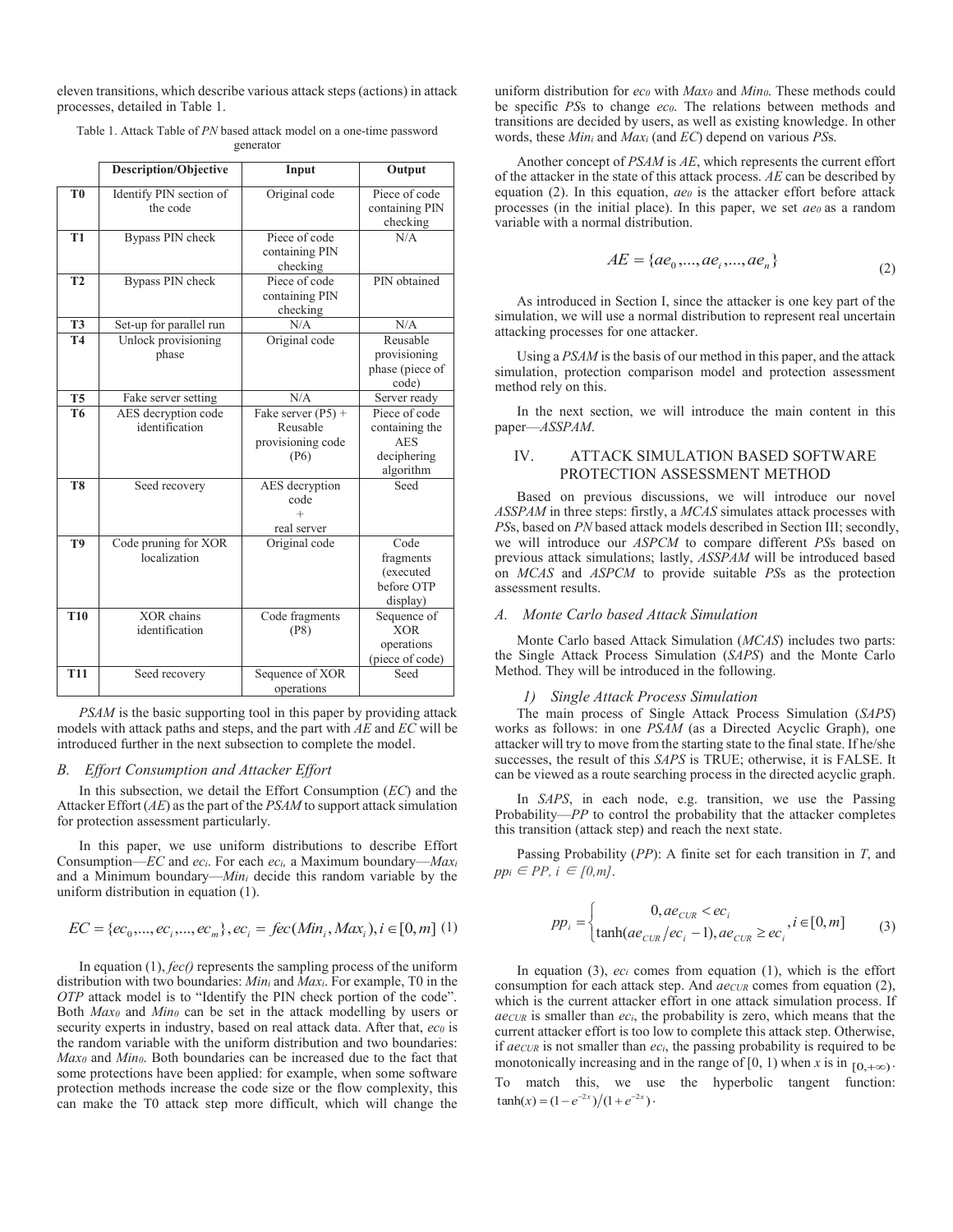eleven transitions, which describe various attack steps (actions) in attack processes, detailed in Table 1.

Table 1. Attack Table of *PN* based attack model on a one-time password generator

| | Description/Objective | Input | Output |
|---|---|---|---|
| **T0** | Identify PIN section of the code | Original code | Piece of code containing PIN checking |
| **T1** | Bypass PIN check | Piece of code containing PIN checking | N/A |
| **T2** | Bypass PIN check | Piece of code containing PIN checking | PIN obtained |
| **T3** | Set-up for parallel run | N/A | N/A |
| **T4** | Unlock provisioning phase | Original code | Reusable provisioning phase (piece of code) |
| **T5** | Fake server setting | N/A | Server ready |
| **T6** | AES decryption code identification | Fake server (P5) + Reusable provisioning code (P6) | Piece of code containing the AES deciphering algorithm |
| **T8** | Seed recovery | AES decryption code + real server | Seed |
| **T9** | Code pruning for XOR localization | Original code | Code fragments (executed before OTP display) |
| **T10** | XOR chains identification | Code fragments (P8) | Sequence of XOR operations (piece of code) |
| **T11** | Seed recovery | Sequence of XOR operations | Seed |

*PSAM* is the basic supporting tool in this paper by providing attack models with attack paths and steps, and the part with *AE* and *EC* will be introduced further in the next subsection to complete the model.

### *B. Effort Consumption and Attacker Effort*

In this subsection, we detail the Effort Consumption (*EC*) and the Attacker Effort (*AE*) as the part of the *PSAM* to support attack simulation for protection assessment particularly.

In this paper, we use uniform distributions to describe Effort Consumption—*EC* and $ec_i$. For each $ec_i$, a Maximum boundary—$Max_i$ and a Minimum boundary—$Min_i$ decide this random variable by the uniform distribution in equation (1).

$$EC = \{ec_0, ..., ec_i, ..., ec_m\}, ec_i = fec(Min_i, Max_i), i \in [0, m] \quad (1)$$

In equation (1), *fec()* represents the sampling process of the uniform distribution with two boundaries: $Min_i$ and $Max_i$. For example, T0 in the *OTP* attack model is to "Identify the PIN check portion of the code". Both $Max_0$ and $Min_0$ can be set in the attack modelling by users or security experts in industry, based on real attack data. After that, $ec_0$ is the random variable with the uniform distribution and two boundaries: $Max_0$ and $Min_0$. Both boundaries can be increased due to the fact that some protections have been applied: for example, when some software protection methods increase the code size or the flow complexity, this can make the T0 attack step more difficult, which will change the uniform distribution for $ec_0$ with $Max_0$ and $Min_0$. These methods could be specific *PS*s to change $ec_0$. The relations between methods and transitions are decided by users, as well as existing knowledge. In other words, these $Min_i$ and $Max_i$ (and *EC*) depend on various *PS*s.

Another concept of *PSAM* is *AE*, which represents the current effort of the attacker in the state of this attack process. *AE* can be described by equation (2). In this equation, $ae_0$ is the attacker effort before attack processes (in the initial place). In this paper, we set $ae_0$ as a random variable with a normal distribution.

$$AE = \{ae_0, ..., ae_i, ..., ae_n\} \quad (2)$$

As introduced in Section I, since the attacker is one key part of the simulation, we will use a normal distribution to represent real uncertain attacking processes for one attacker.

Using a *PSAM* is the basis of our method in this paper, and the attack simulation, protection comparison model and protection assessment method rely on this.

In the next section, we will introduce the main content in this paper—*ASSPAM*.

## IV. ATTACK SIMULATION BASED SOFTWARE PROTECTION ASSESSMENT METHOD

Based on previous discussions, we will introduce our novel *ASSPAM* in three steps: firstly, a *MCAS* simulates attack processes with *PS*s, based on *PN* based attack models described in Section III; secondly, we will introduce our *ASPCM* to compare different *PS*s based on previous attack simulations; lastly, *ASSPAM* will be introduced based on *MCAS* and *ASPCM* to provide suitable *PS*s as the protection assessment results.

### *A. Monte Carlo based Attack Simulation*

Monte Carlo based Attack Simulation (*MCAS*) includes two parts: the Single Attack Process Simulation (*SAPS*) and the Monte Carlo Method. They will be introduced in the following.

#### *1) Single Attack Process Simulation*

The main process of Single Attack Process Simulation (*SAPS*) works as follows: in one *PSAM* (as a Directed Acyclic Graph), one attacker will try to move from the starting state to the final state. If he/she successes, the result of this *SAPS* is TRUE; otherwise, it is FALSE. It can be viewed as a route searching process in the directed acyclic graph.

In *SAPS*, in each node, e.g. transition, we use the Passing Probability—*PP* to control the probability that the attacker completes this transition (attack step) and reach the next state.

Passing Probability (*PP*): A finite set for each transition in *T*, and $pp_i \in PP$, $i \in [0,m]$.

$$pp_i = \begin{cases} 0, ae_{CUR} < ec_i \\ \tanh(ae_{CUR}/ec_i - 1), ae_{CUR} \geq ec_i \end{cases}, i \in [0, m] \quad (3)$$

In equation (3), $ec_i$ comes from equation (1), which is the effort consumption for each attack step. And $ae_{CUR}$ comes from equation (2), which is the current attacker effort in one attack simulation process. If $ae_{CUR}$ is smaller than $ec_i$, the probability is zero, which means that the current attacker effort is too low to complete this attack step. Otherwise, if $ae_{CUR}$ is not smaller than $ec_i$, the passing probability is required to be monotonically increasing and in the range of [0, 1) when $x$ is in $[0, +\infty)$. To match this, we use the hyperbolic tangent function: $\tanh(x) = (1 - e^{-2x})/(1 + e^{-2x})$.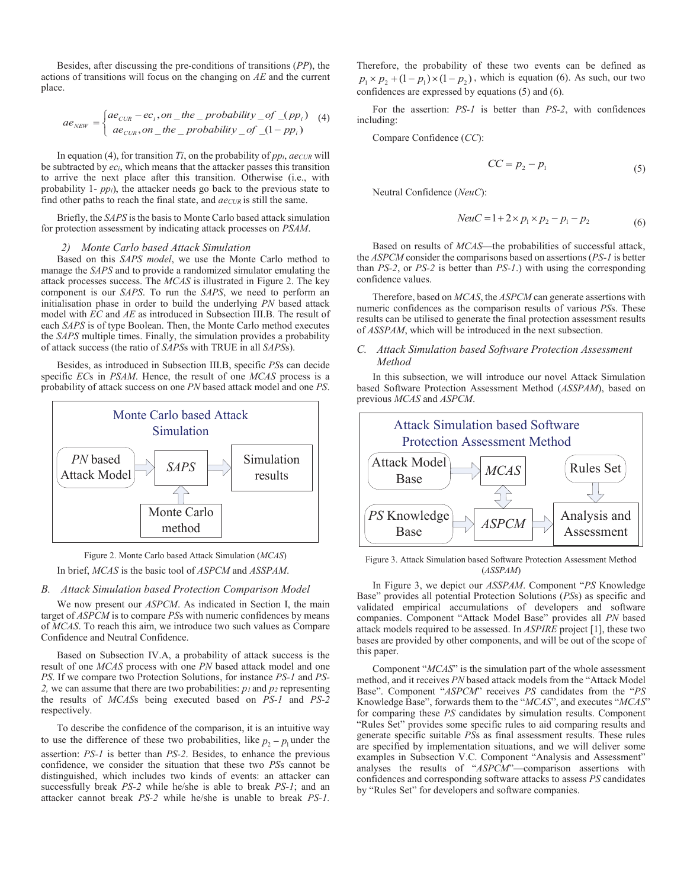Besides, after discussing the pre-conditions of transitions (*PP*), the actions of transitions will focus on the changing on *AE* and the current place.

$$ae_{NEW} = \begin{cases} ae_{CUR} - ec_i, on\_the\_probability\_of\_(pp_i) \\ ae_{CUR}, on\_the\_probability\_of\_(1-pp_i) \end{cases} \quad (4)$$

In equation (4), for transition *Ti*, on the probability of $pp_i$, $ae_{CUR}$ will be subtracted by $ec_i$, which means that the attacker passes this transition to arrive the next place after this transition. Otherwise (i.e., with probability 1- $pp_i$), the attacker needs go back to the previous state to find other paths to reach the final state, and $ae_{CUR}$ is still the same.

Briefly, the *SAPS* is the basis to Monte Carlo based attack simulation for protection assessment by indicating attack processes on *PSAM*.

#### 2) Monte Carlo based Attack Simulation

Based on this *SAPS model*, we use the Monte Carlo method to manage the *SAPS* and to provide a randomized simulator emulating the attack processes success. The *MCAS* is illustrated in Figure 2. The key component is our *SAPS*. To run the *SAPS*, we need to perform an initialisation phase in order to build the underlying *PN* based attack model with *EC* and *AE* as introduced in Subsection III.B. The result of each *SAPS* is of type Boolean. Then, the Monte Carlo method executes the *SAPS* multiple times. Finally, the simulation provides a probability of attack success (the ratio of *SAPS*s with TRUE in all *SAPS*s).

Besides, as introduced in Subsection III.B, specific *PS*s can decide specific *EC*s in *PSAM*. Hence, the result of one *MCAS* process is a probability of attack success on one *PN* based attack model and one *PS*.

Figure 2. Monte Carlo based Attack Simulation (*MCAS*)

In brief, *MCAS* is the basic tool of *ASPCM* and *ASSPAM*.

### B. Attack Simulation based Protection Comparison Model

We now present our *ASPCM*. As indicated in Section I, the main target of *ASPCM* is to compare *PS*s with numeric confidences by means of *MCAS*. To reach this aim, we introduce two such values as Compare Confidence and Neutral Confidence.

Based on Subsection IV.A, a probability of attack success is the result of one *MCAS* process with one *PN* based attack model and one *PS*. If we compare two Protection Solutions, for instance *PS-1* and *PS-2*, we can assume that there are two probabilities: $p_1$ and $p_2$ representing the results of *MCAS*s being executed based on *PS-1* and *PS-2* respectively.

To describe the confidence of the comparison, it is an intuitive way to use the difference of these two probabilities, like $p_2 - p_1$ under the assertion: *PS-1* is better than *PS-2*. Besides, to enhance the previous confidence, we consider the situation that these two *PS*s cannot be distinguished, which includes two kinds of events: an attacker can successfully break *PS-2* while he/she is able to break *PS-1*; and an attacker cannot break *PS-2* while he/she is unable to break *PS-1*. Therefore, the probability of these two events can be defined as $p_1 \times p_2 + (1-p_1) \times (1-p_2)$, which is equation (6). As such, our two confidences are expressed by equations (5) and (6).

For the assertion: *PS-1* is better than *PS-2*, with confidences including:

Compare Confidence (*CC*):

$$CC = p_2 - p_1 \quad (5)$$

Neutral Confidence (*NeuC*):

$$NeuC = 1 + 2 \times p_1 \times p_2 - p_1 - p_2 \quad (6)$$

Based on results of *MCAS*—the probabilities of successful attack, the *ASPCM* consider the comparisons based on assertions (*PS-1* is better than *PS-2*, or *PS-2* is better than *PS-1*.) with using the corresponding confidence values.

Therefore, based on *MCAS*, the *ASPCM* can generate assertions with numeric confidences as the comparison results of various *PS*s. These results can be utilised to generate the final protection assessment results of *ASSPAM*, which will be introduced in the next subsection.

### C. Attack Simulation based Software Protection Assessment Method

In this subsection, we will introduce our novel Attack Simulation based Software Protection Assessment Method (*ASSPAM*), based on previous *MCAS* and *ASPCM*.

Figure 3. Attack Simulation based Software Protection Assessment Method (*ASSPAM*)

In Figure 3, we depict our *ASSPAM*. Component "*PS* Knowledge Base" provides all potential Protection Solutions (*PS*s) as specific and validated empirical accumulations of developers and software companies. Component "Attack Model Base" provides all *PN* based attack models required to be assessed. In *ASPIRE* project [1], these two bases are provided by other components, and will be out of the scope of this paper.

Component "*MCAS*" is the simulation part of the whole assessment method, and it receives *PN* based attack models from the "Attack Model Base". Component "*ASPCM*" receives *PS* candidates from the "*PS* Knowledge Base", forwards them to the "*MCAS*", and executes "*MCAS*" for comparing these *PS* candidates by simulation results. Component "Rules Set" provides some specific rules to aid comparing results and generate specific suitable *PS*s as final assessment results. These rules are specified by implementation situations, and we will deliver some examples in Subsection V.C. Component "Analysis and Assessment" analyses the results of "*ASPCM*"—comparison assertions with confidences and corresponding software attacks to assess *PS* candidates by "Rules Set" for developers and software companies.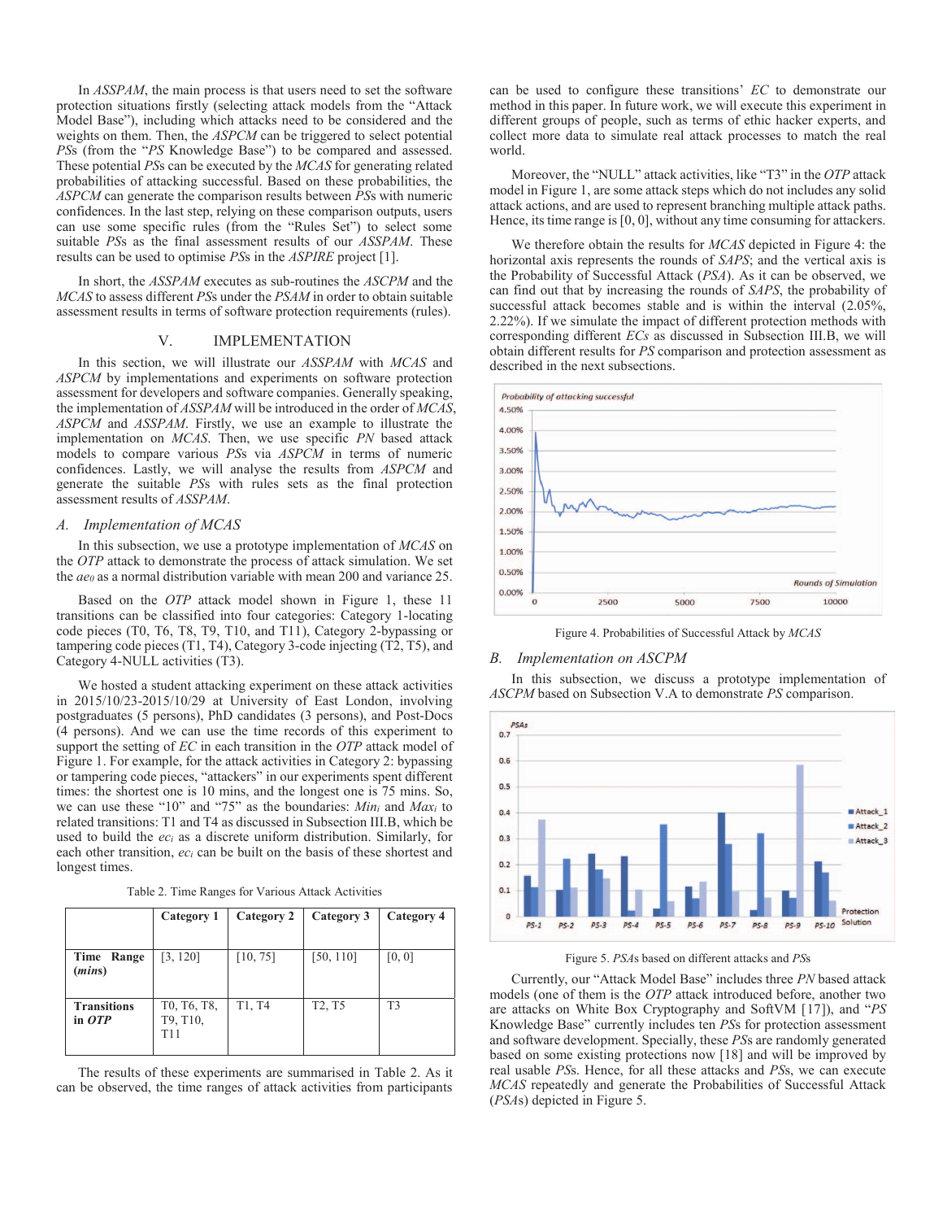In *ASSPAM*, the main process is that users need to set the software protection situations firstly (selecting attack models from the "Attack Model Base"), including which attacks need to be considered and the weights on them. Then, the *ASPCM* can be triggered to select potential *PS*s (from the "*PS* Knowledge Base") to be compared and assessed. These potential *PS*s can be executed by the *MCAS* for generating related probabilities of attacking successful. Based on these probabilities, the *ASPCM* can generate the comparison results between *PS*s with numeric confidences. In the last step, relying on these comparison outputs, users can use some specific rules (from the "Rules Set") to select some suitable *PS*s as the final assessment results of our *ASSPAM*. These results can be used to optimise *PS*s in the *ASPIRE* project [1].

In short, the *ASSPAM* executes as sub-routines the *ASCPM* and the *MCAS* to assess different *PS*s under the *PSAM* in order to obtain suitable assessment results in terms of software protection requirements (rules).

## V. IMPLEMENTATION

In this section, we will illustrate our *ASSPAM* with *MCAS* and *ASPCM* by implementations and experiments on software protection assessment for developers and software companies. Generally speaking, the implementation of *ASSPAM* will be introduced in the order of *MCAS*, *ASPCM* and *ASSPAM*. Firstly, we use an example to illustrate the implementation on *MCAS*. Then, we use specific *PN* based attack models to compare various *PS*s via *ASPCM* in terms of numeric confidences. Lastly, we will analyse the results from *ASPCM* and generate the suitable *PS*s with rules sets as the final protection assessment results of *ASSPAM*.

### A. Implementation of MCAS

In this subsection, we use a prototype implementation of *MCAS* on the *OTP* attack to demonstrate the process of attack simulation. We set the $ae_0$ as a normal distribution variable with mean 200 and variance 25.

Based on the *OTP* attack model shown in Figure 1, these 11 transitions can be classified into four categories: Category 1-locating code pieces (T0, T6, T8, T9, T10, and T11), Category 2-bypassing or tampering code pieces (T1, T4), Category 3-code injecting (T2, T5), and Category 4-NULL activities (T3).

We hosted a student attacking experiment on these attack activities in 2015/10/23-2015/10/29 at University of East London, involving postgraduates (5 persons), PhD candidates (3 persons), and Post-Docs (4 persons). And we can use the time records of this experiment to support the setting of *EC* in each transition in the *OTP* attack model of Figure 1. For example, for the attack activities in Category 2: bypassing or tampering code pieces, "attackers" in our experiments spent different times: the shortest one is 10 mins, and the longest one is 75 mins. So, we can use these "10" and "75" as the boundaries: $Min_i$ and $Max_i$ to related transitions: T1 and T4 as discussed in Subsection III.B, which be used to build the $ec_i$ as a discrete uniform distribution. Similarly, for each other transition, $ec_i$ can be built on the basis of these shortest and longest times.

Table 2. Time Ranges for Various Attack Activities

| | Category 1 | Category 2 | Category 3 | Category 4 |
|---|---|---|---|---|
| **Time Range (*mins*)** | [3, 120] | [10, 75] | [50, 110] | [0, 0] |
| **Transitions in *OTP*** | T0, T6, T8, T9, T10, T11 | T1, T4 | T2, T5 | T3 |

The results of these experiments are summarised in Table 2. As it can be observed, the time ranges of attack activities from participants can be used to configure these transitions' *EC* to demonstrate our method in this paper. In future work, we will execute this experiment in different groups of people, such as terms of ethic hacker experts, and collect more data to simulate real attack processes to match the real world.

Moreover, the "NULL" attack activities, like "T3" in the *OTP* attack model in Figure 1, are some attack steps which do not includes any solid attack actions, and are used to represent branching multiple attack paths. Hence, its time range is [0, 0], without any time consuming for attackers.

We therefore obtain the results for *MCAS* depicted in Figure 4: the horizontal axis represents the rounds of *SAPS*; and the vertical axis is the Probability of Successful Attack (*PSA*). As it can be observed, we can find out that by increasing the rounds of *SAPS*, the probability of successful attack becomes stable and is within the interval (2.05%, 2.22%). If we simulate the impact of different protection methods with corresponding different *EC*s as discussed in Subsection III.B, we will obtain different results for *PS* comparison and protection assessment as described in the next subsections.

Figure 4. Probabilities of Successful Attack by *MCAS*

### B. Implementation on ASCPM

In this subsection, we discuss a prototype implementation of *ASCPM* based on Subsection V.A to demonstrate *PS* comparison.

Figure 5. *PSA*s based on different attacks and *PS*s

Currently, our "Attack Model Base" includes three *PN* based attack models (one of them is the *OTP* attack introduced before, another two are attacks on White Box Cryptography and SoftVM [17]), and "*PS* Knowledge Base" currently includes ten *PS*s for protection assessment and software development. Specially, these *PS*s are randomly generated based on some existing protections now [18] and will be improved by real usable *PS*s. Hence, for all these attacks and *PS*s, we can execute *MCAS* repeatedly and generate the Probabilities of Successful Attack (*PSA*s) depicted in Figure 5.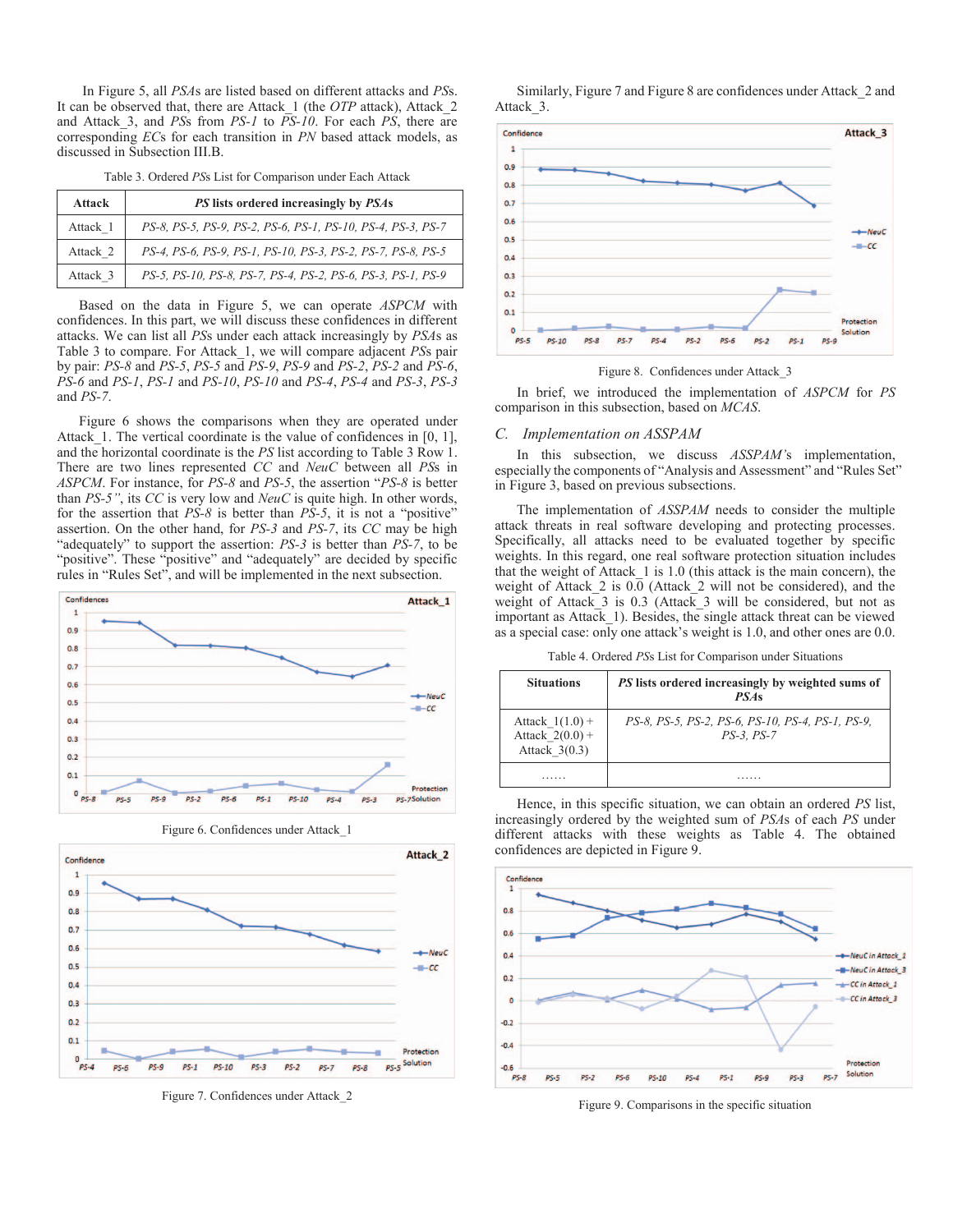In Figure 5, all *PSA*s are listed based on different attacks and *PS*s. It can be observed that, there are Attack_1 (the *OTP* attack), Attack_2 and Attack_3, and *PS*s from *PS-1* to *PS-10*. For each *PS*, there are corresponding *EC*s for each transition in *PN* based attack models, as discussed in Subsection III.B.

Table 3. Ordered *PS*s List for Comparison under Each Attack

| Attack | *PS* lists ordered increasingly by *PSA*s |
|---|---|
| Attack_1 | *PS-8, PS-5, PS-9, PS-2, PS-6, PS-1, PS-10, PS-4, PS-3, PS-7* |
| Attack_2 | *PS-4, PS-6, PS-9, PS-1, PS-10, PS-3, PS-2, PS-7, PS-8, PS-5* |
| Attack_3 | *PS-5, PS-10, PS-8, PS-7, PS-4, PS-2, PS-6, PS-3, PS-1, PS-9* |

Based on the data in Figure 5, we can operate *ASPCM* with confidences. In this part, we will discuss these confidences in different attacks. We can list all *PS*s under each attack increasingly by *PSA*s as Table 3 to compare. For Attack_1, we will compare adjacent *PS*s pair by pair: *PS-8* and *PS-5*, *PS-5* and *PS-9*, *PS-9* and *PS-2*, *PS-2* and *PS-6*, *PS-6* and *PS-1*, *PS-1* and *PS-10*, *PS-10* and *PS-4*, *PS-4* and *PS-3*, *PS-3* and *PS-7*.

Figure 6 shows the comparisons when they are operated under Attack_1. The vertical coordinate is the value of confidences in [0, 1], and the horizontal coordinate is the *PS* list according to Table 3 Row 1. There are two lines represented *CC* and *NeuC* between all *PS*s in *ASPCM*. For instance, for *PS-8* and *PS-5*, the assertion "*PS-8* is better than *PS-5*", its *CC* is very low and *NeuC* is quite high. In other words, for the assertion that *PS-8* is better than *PS-5*, it is not a "positive" assertion. On the other hand, for *PS-3* and *PS-7*, its *CC* may be high "adequately" to support the assertion: *PS-3* is better than *PS-7*, to be "positive". These "positive" and "adequately" are decided by specific rules in "Rules Set", and will be implemented in the next subsection.

Figure 6. Confidences under Attack_1

Figure 7. Confidences under Attack_2

Similarly, Figure 7 and Figure 8 are confidences under Attack_2 and Attack_3.

Figure 8. Confidences under Attack_3

In brief, we introduced the implementation of *ASPCM* for *PS* comparison in this subsection, based on *MCAS*.

## C. Implementation on ASSPAM

In this subsection, we discuss *ASSPAM*'s implementation, especially the components of "Analysis and Assessment" and "Rules Set" in Figure 3, based on previous subsections.

The implementation of *ASSPAM* needs to consider the multiple attack threats in real software developing and protecting processes. Specifically, all attacks need to be evaluated together by specific weights. In this regard, one real software protection situation includes that the weight of Attack_1 is 1.0 (this attack is the main concern), the weight of Attack_2 is 0.0 (Attack_2 will not be considered), and the weight of Attack_3 is 0.3 (Attack_3 will be considered, but not as important as Attack_1). Besides, the single attack threat can be viewed as a special case: only one attack's weight is 1.0, and other ones are 0.0.

Table 4. Ordered *PS*s List for Comparison under Situations

| Situations | *PS* lists ordered increasingly by weighted sums of *PSA*s |
|---|---|
| Attack_1(1.0) + Attack_2(0.0) + Attack_3(0.3) | *PS-8, PS-5, PS-2, PS-6, PS-10, PS-4, PS-1, PS-9, PS-3, PS-7* |
| …… | …… |

Hence, in this specific situation, we can obtain an ordered *PS* list, increasingly ordered by the weighted sum of *PSA*s of each *PS* under different attacks with these weights as Table 4. The obtained confidences are depicted in Figure 9.

Figure 9. Comparisons in the specific situation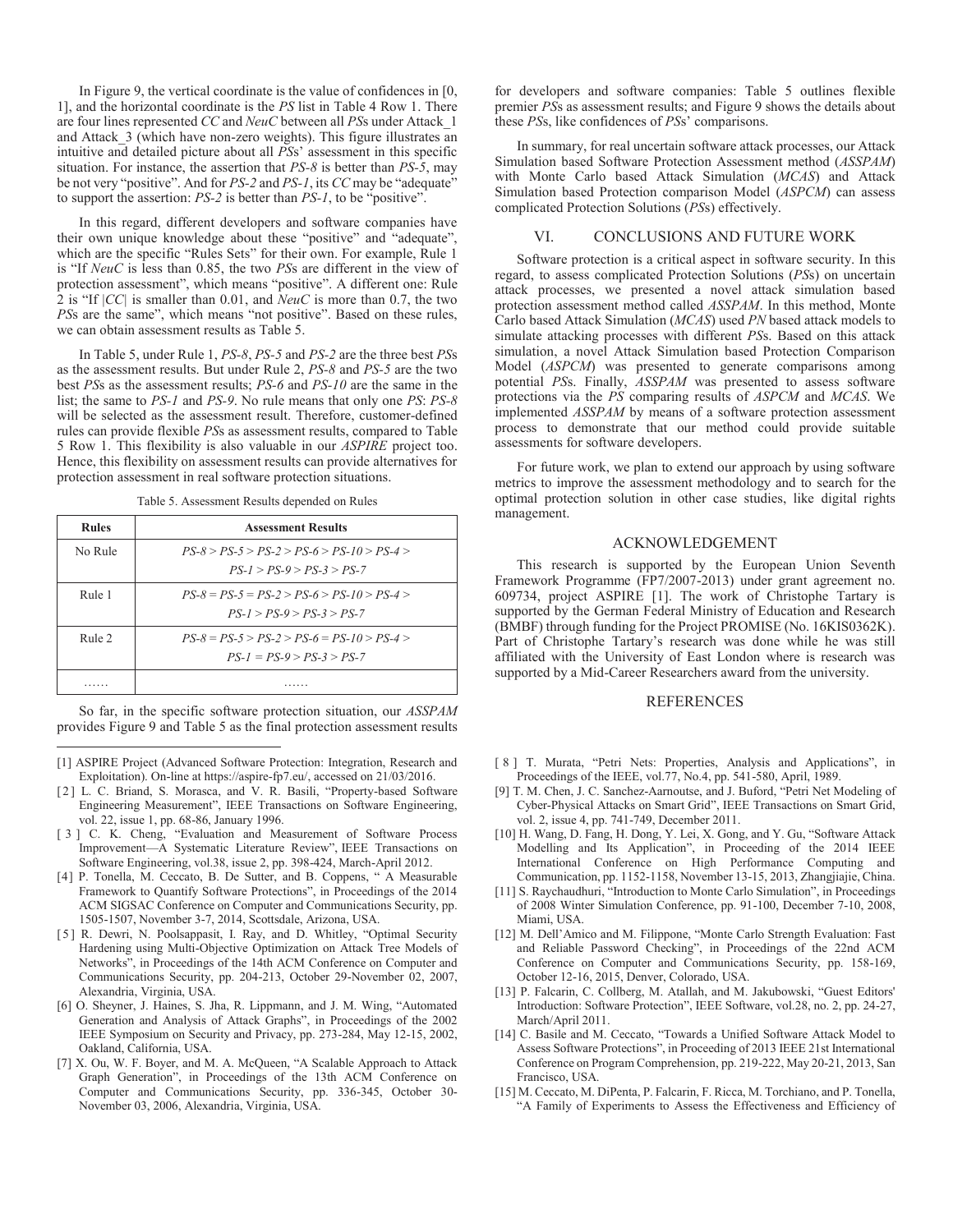In Figure 9, the vertical coordinate is the value of confidences in [0, 1], and the horizontal coordinate is the *PS* list in Table 4 Row 1. There are four lines represented *CC* and *NeuC* between all *PS*s under Attack_1 and Attack_3 (which have non-zero weights). This figure illustrates an intuitive and detailed picture about all *PS*s' assessment in this specific situation. For instance, the assertion that *PS-8* is better than *PS-5*, may be not very "positive". And for *PS-2* and *PS-1*, its *CC* may be "adequate" to support the assertion: *PS-2* is better than *PS-1*, to be "positive".

In this regard, different developers and software companies have their own unique knowledge about these "positive" and "adequate", which are the specific "Rules Sets" for their own. For example, Rule 1 is "If *NeuC* is less than 0.85, the two *PS*s are different in the view of protection assessment", which means "positive". A different one: Rule 2 is "If |*CC*| is smaller than 0.01, and *NeuC* is more than 0.7, the two *PS*s are the same", which means "not positive". Based on these rules, we can obtain assessment results as Table 5.

In Table 5, under Rule 1, *PS-8*, *PS-5* and *PS-2* are the three best *PS*s as the assessment results. But under Rule 2, *PS-8* and *PS-5* are the two best *PS*s as the assessment results; *PS-6* and *PS-10* are the same in the list; the same to *PS-1* and *PS-9*. No rule means that only one *PS*: *PS-8* will be selected as the assessment result. Therefore, customer-defined rules can provide flexible *PS*s as assessment results, compared to Table 5 Row 1. This flexibility is also valuable in our *ASPIRE* project too. Hence, this flexibility on assessment results can provide alternatives for protection assessment in real software protection situations.

Table 5. Assessment Results depended on Rules

| Rules | Assessment Results |
|---|---|
| No Rule | *PS-8 > PS-5 > PS-2 > PS-6 > PS-10 > PS-4 > PS-1 > PS-9 > PS-3 > PS-7* |
| Rule 1 | *PS-8 = PS-5 = PS-2 > PS-6 > PS-10 > PS-4 > PS-1 > PS-9 > PS-3 > PS-7* |
| Rule 2 | *PS-8 = PS-5 > PS-2 > PS-6 = PS-10 > PS-4 > PS-1 = PS-9 > PS-3 > PS-7* |
| …… | …… |

So far, in the specific software protection situation, our *ASSPAM* provides Figure 9 and Table 5 as the final protection assessment results for developers and software companies: Table 5 outlines flexible premier *PS*s as assessment results; and Figure 9 shows the details about these *PS*s, like confidences of *PS*s' comparisons.

In summary, for real uncertain software attack processes, our Attack Simulation based Software Protection Assessment method (*ASSPAM*) with Monte Carlo based Attack Simulation (*MCAS*) and Attack Simulation based Protection comparison Model (*ASPCM*) can assess complicated Protection Solutions (*PS*s) effectively.

## VI. CONCLUSIONS AND FUTURE WORK

Software protection is a critical aspect in software security. In this regard, to assess complicated Protection Solutions (*PS*s) on uncertain attack processes, we presented a novel attack simulation based protection assessment method called *ASSPAM*. In this method, Monte Carlo based Attack Simulation (*MCAS*) used *PN* based attack models to simulate attacking processes with different *PS*s. Based on this attack simulation, a novel Attack Simulation based Protection Comparison Model (*ASPCM*) was presented to generate comparisons among potential *PS*s. Finally, *ASSPAM* was presented to assess software protections via the *PS* comparing results of *ASPCM* and *MCAS*. We implemented *ASSPAM* by means of a software protection assessment process to demonstrate that our method could provide suitable assessments for software developers.

For future work, we plan to extend our approach by using software metrics to improve the assessment methodology and to search for the optimal protection solution in other case studies, like digital rights management.

## ACKNOWLEDGEMENT

This research is supported by the European Union Seventh Framework Programme (FP7/2007-2013) under grant agreement no. 609734, project ASPIRE [1]. The work of Christophe Tartary is supported by the German Federal Ministry of Education and Research (BMBF) through funding for the Project PROMISE (No. 16KIS0362K). Part of Christophe Tartary's research was done while he was still affiliated with the University of East London where is research was supported by a Mid-Career Researchers award from the university.

## REFERENCES

[1] ASPIRE Project (Advanced Software Protection: Integration, Research and Exploitation). On-line at https://aspire-fp7.eu/, accessed on 21/03/2016.

[2] L. C. Briand, S. Morasca, and V. R. Basili, "Property-based Software Engineering Measurement", IEEE Transactions on Software Engineering, vol. 22, issue 1, pp. 68-86, January 1996.

[3] C. K. Cheng, "Evaluation and Measurement of Software Process Improvement—A Systematic Literature Review", IEEE Transactions on Software Engineering, vol.38, issue 2, pp. 398-424, March-April 2012.

[4] P. Tonella, M. Ceccato, B. De Sutter, and B. Coppens, " A Measurable Framework to Quantify Software Protections", in Proceedings of the 2014 ACM SIGSAC Conference on Computer and Communications Security, pp. 1505-1507, November 3-7, 2014, Scottsdale, Arizona, USA.

[5] R. Dewri, N. Poolsappasit, I. Ray, and D. Whitley, "Optimal Security Hardening using Multi-Objective Optimization on Attack Tree Models of Networks", in Proceedings of the 14th ACM Conference on Computer and Communications Security, pp. 204-213, October 29-November 02, 2007, Alexandria, Virginia, USA.

[6] O. Sheyner, J. Haines, S. Jha, R. Lippmann, and J. M. Wing, "Automated Generation and Analysis of Attack Graphs", in Proceedings of the 2002 IEEE Symposium on Security and Privacy, pp. 273-284, May 12-15, 2002, Oakland, California, USA.

[7] X. Ou, W. F. Boyer, and M. A. McQueen, "A Scalable Approach to Attack Graph Generation", in Proceedings of the 13th ACM Conference on Computer and Communications Security, pp. 336-345, October 30-November 03, 2006, Alexandria, Virginia, USA.

[8] T. Murata, "Petri Nets: Properties, Analysis and Applications", in Proceedings of the IEEE, vol.77, No.4, pp. 541-580, April, 1989.

[9] T. M. Chen, J. C. Sanchez-Aarnoutse, and J. Buford, "Petri Net Modeling of Cyber-Physical Attacks on Smart Grid", IEEE Transactions on Smart Grid, vol. 2, issue 4, pp. 741-749, December 2011.

[10] H. Wang, D. Fang, H. Dong, Y. Lei, X. Gong, and Y. Gu, "Software Attack Modelling and Its Application", in Proceeding of the 2014 IEEE International Conference on High Performance Computing and Communication, pp. 1152-1158, November 13-15, 2013, Zhangjiajie, China.

[11] S. Raychaudhuri, "Introduction to Monte Carlo Simulation", in Proceedings of 2008 Winter Simulation Conference, pp. 91-100, December 7-10, 2008, Miami, USA.

[12] M. Dell'Amico and M. Filippone, "Monte Carlo Strength Evaluation: Fast and Reliable Password Checking", in Proceedings of the 22nd ACM Conference on Computer and Communications Security, pp. 158-169, October 12-16, 2015, Denver, Colorado, USA.

[13] P. Falcarin, C. Collberg, M. Atallah, and M. Jakubowski, "Guest Editors' Introduction: Software Protection", IEEE Software, vol.28, no. 2, pp. 24-27, March/April 2011.

[14] C. Basile and M. Ceccato, "Towards a Unified Software Attack Model to Assess Software Protections", in Proceeding of 2013 IEEE 21st International Conference on Program Comprehension, pp. 219-222, May 20-21, 2013, San Francisco, USA.

[15] M. Ceccato, M. DiPenta, P. Falcarin, F. Ricca, M. Torchiano, and P. Tonella, "A Family of Experiments to Assess the Effectiveness and Efficiency of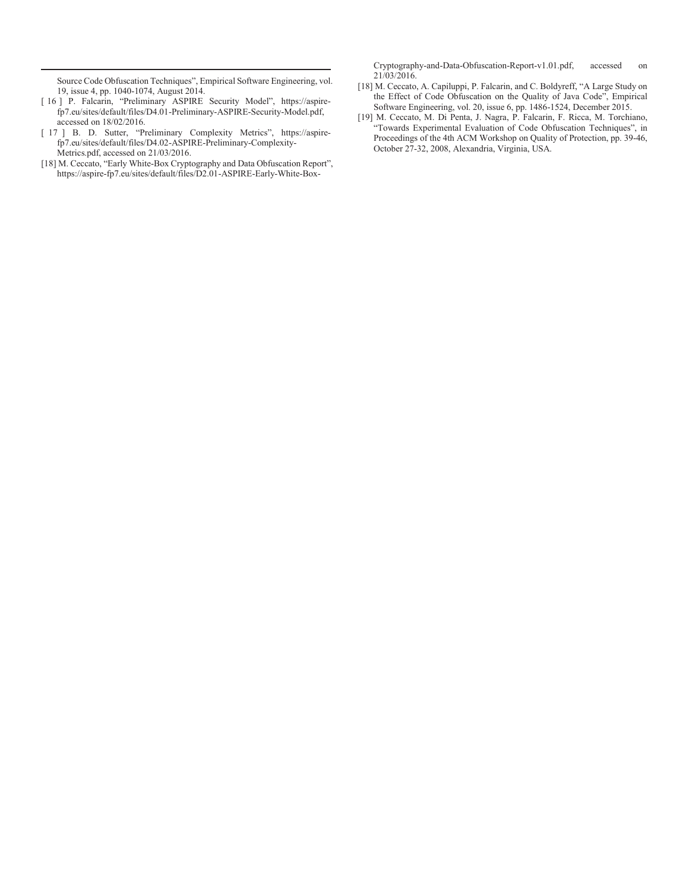Source Code Obfuscation Techniques", Empirical Software Engineering, vol. 19, issue 4, pp. 1040-1074, August 2014.

[ 16 ] P. Falcarin, "Preliminary ASPIRE Security Model", https://aspire-fp7.eu/sites/default/files/D4.01-Preliminary-ASPIRE-Security-Model.pdf, accessed on 18/02/2016.

[ 17 ] B. D. Sutter, "Preliminary Complexity Metrics", https://aspire-fp7.eu/sites/default/files/D4.02-ASPIRE-Preliminary-Complexity-Metrics.pdf, accessed on 21/03/2016.

[18] M. Ceccato, "Early White-Box Cryptography and Data Obfuscation Report", https://aspire-fp7.eu/sites/default/files/D2.01-ASPIRE-Early-White-Box-Cryptography-and-Data-Obfuscation-Report-v1.01.pdf, accessed on 21/03/2016.

[18] M. Ceccato, A. Capiluppi, P. Falcarin, and C. Boldyreff, "A Large Study on the Effect of Code Obfuscation on the Quality of Java Code", Empirical Software Engineering, vol. 20, issue 6, pp. 1486-1524, December 2015.

[19] M. Ceccato, M. Di Penta, J. Nagra, P. Falcarin, F. Ricca, M. Torchiano, "Towards Experimental Evaluation of Code Obfuscation Techniques", in Proceedings of the 4th ACM Workshop on Quality of Protection, pp. 39-46, October 27-32, 2008, Alexandria, Virginia, USA.